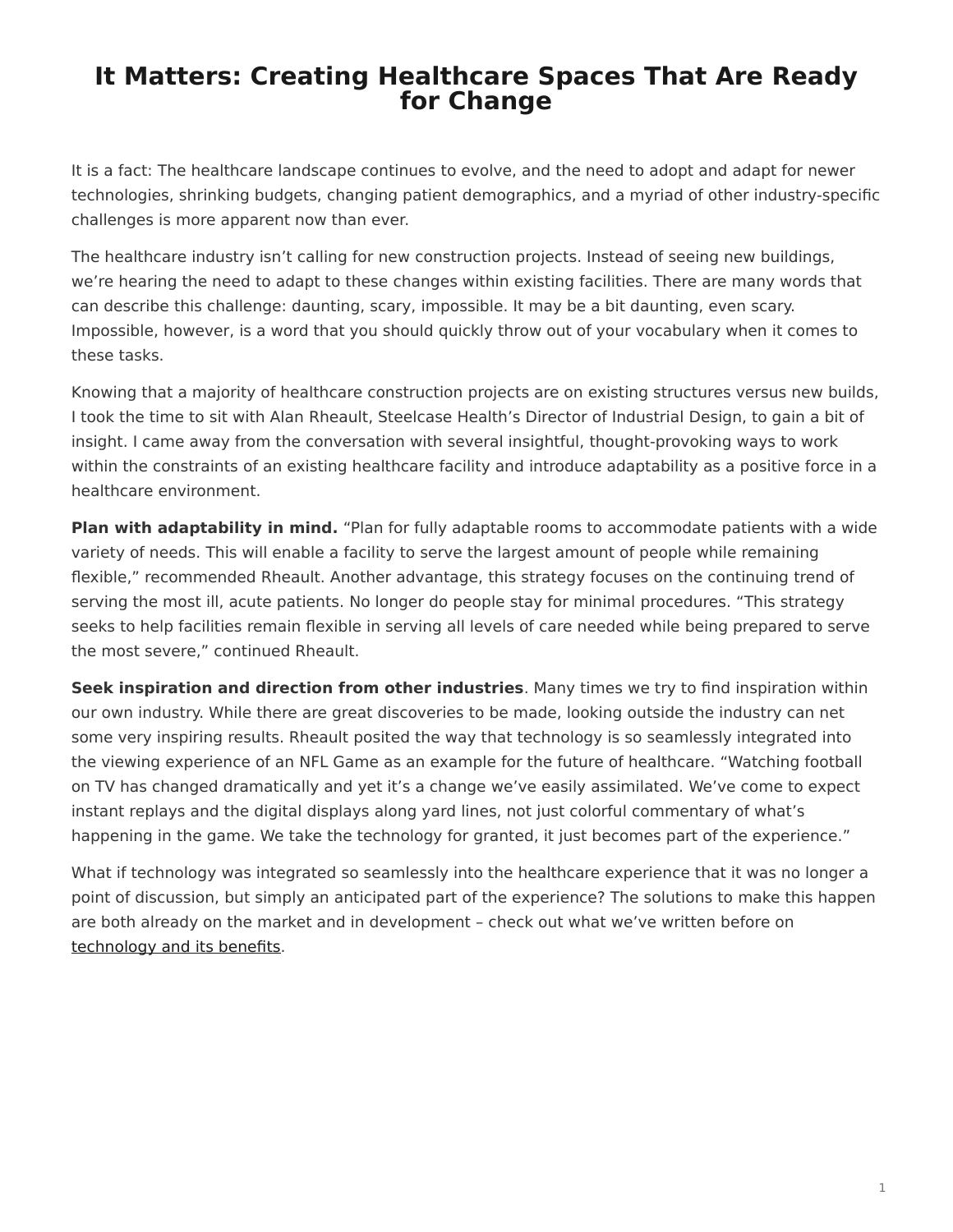# It Matters: Creating Healthcare Spaces That Are Ready for Change

It is a fact: The healthcare landscape continues to evolve, and the need to adopt and adapt for newer technologies, shrinking budgets, changing patient demographics, and a myriad of other industry-specific challenges is more apparent now than ever.

The healthcare industry isn't calling for new construction projects. Instead of seeing new buildings, we're hearing the need to adapt to these changes within existing facilities. There are many words that can describe this challenge: daunting, scary, impossible. It may be a bit daunting, even scary. Impossible, however, is a word that you should quickly throw out of your vocabulary when it comes to these tasks.

Knowing that a majority of healthcare construction projects are on existing structures versus new builds, I took the time to sit with Alan Rheault, Steelcase Health's Director of Industrial Design, to gain a bit of insight. I came away from the conversation with several insightful, thought-provoking ways to work within the constraints of an existing healthcare facility and introduce adaptability as a positive force in a healthcare environment.

**Plan with adaptability in mind.** "Plan for fully adaptable rooms to accommodate patients with a wide variety of needs. This will enable a facility to serve the largest amount of people while remaining flexible," recommended Rheault. Another advantage, this strategy focuses on the continuing trend of serving the most ill, acute patients. No longer do people stay for minimal procedures. "This strategy seeks to help facilities remain flexible in serving all levels of care needed while being prepared to serve the most severe," continued Rheault.

**Seek inspiration and direction from other industries**. Many times we try to find inspiration within our own industry. While there are great discoveries to be made, looking outside the industry can net some very inspiring results. Rheault posited the way that technology is so seamlessly integrated into the viewing experience of an NFL Game as an example for the future of healthcare. "Watching football on TV has changed dramatically and yet it's a change we've easily assimilated. We've come to expect instant replays and the digital displays along yard lines, not just colorful commentary of what's happening in the game. We take the technology for granted, it just becomes part of the experience."

What if technology was integrated so seamlessly into the healthcare experience that it was no longer a point of discussion, but simply an anticipated part of the experience? The solutions to make this happen are both already on the market and in development – check out what we've written before on technology and its benefits.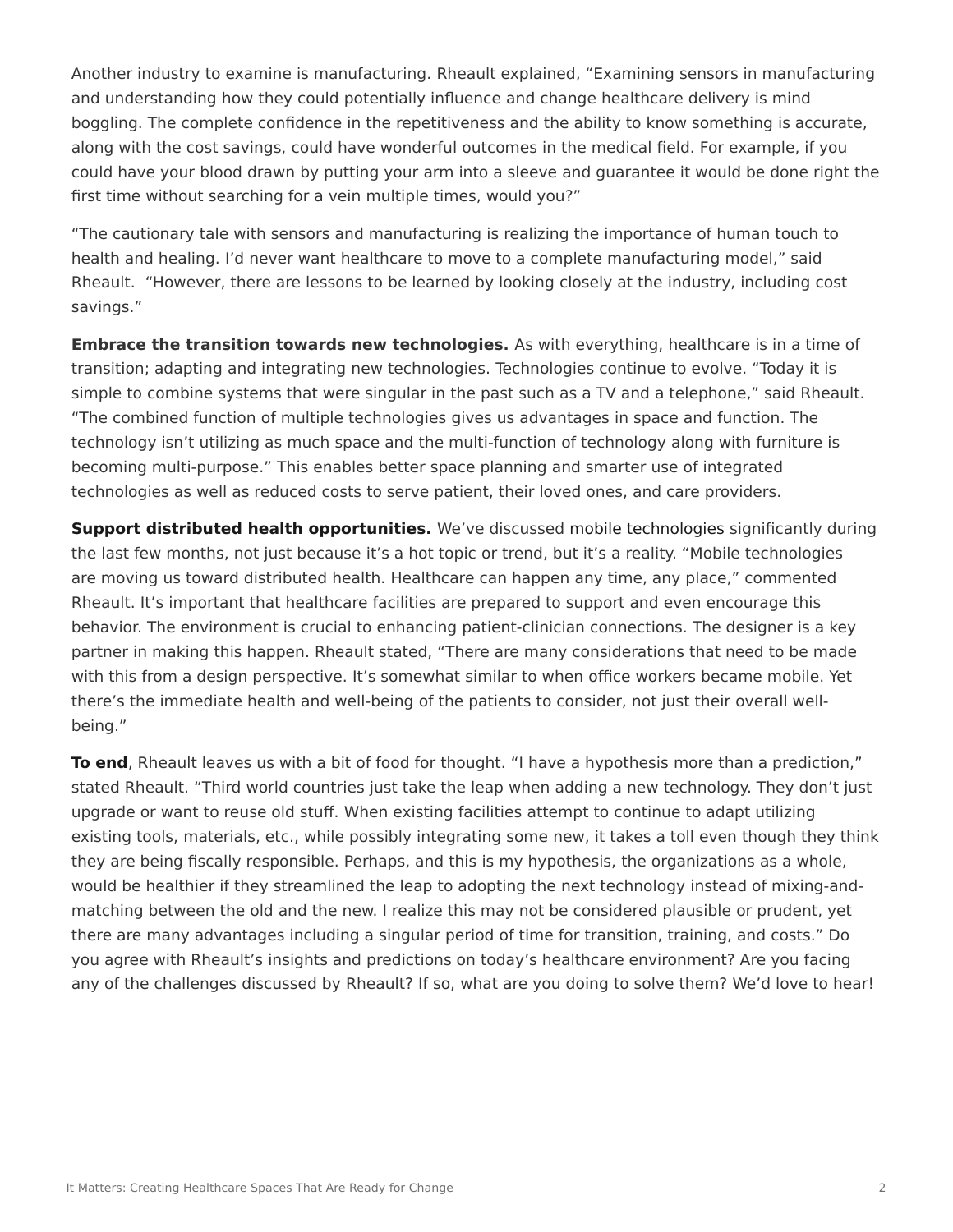Another industry to examine is manufacturing. Rheault explained, “Examining sensors in manufacturing and understanding how they could potentially influence and change healthcare delivery is mind boggling. The complete confidence in the repetitiveness and the ability to know something is accurate, along with the cost savings, could have wonderful outcomes in the medical field. For example, if you could have your blood drawn by putting your arm into a sleeve and guarantee it would be done right the first time without searching for a vein multiple times, would you?”

“The cautionary tale with sensors and manufacturing is realizing the importance of human touch to health and healing. I’d never want healthcare to move to a complete manufacturing model,” said Rheault. “However, there are lessons to be learned by looking closely at the industry, including cost savings.”

**Embrace the transition towards new technologies.** As with everything, healthcare is in a time of transition; adapting and integrating new technologies. Technologies continue to evolve. “Today it is simple to combine systems that were singular in the past such as a TV and a telephone,” said Rheault. “The combined function of multiple technologies gives us advantages in space and function. The technology isn’t utilizing as much space and the multi-function of technology along with furniture is becoming multi-purpose.” This enables better space planning and smarter use of integrated technologies as well as reduced costs to serve patient, their loved ones, and care providers.

**Support distributed health opportunities.** We’ve discussed mobile technologies significantly during the last few months, not just because it’s a hot topic or trend, but it’s a reality. “Mobile technologies are moving us toward distributed health. Healthcare can happen any time, any place,” commented Rheault. It’s important that healthcare facilities are prepared to support and even encourage this behavior. The environment is crucial to enhancing patient-clinician connections. The designer is a key partner in making this happen. Rheault stated, “There are many considerations that need to be made with this from a design perspective. It’s somewhat similar to when office workers became mobile. Yet there’s the immediate health and well-being of the patients to consider, not just their overall well-being.”

**To end**, Rheault leaves us with a bit of food for thought. “I have a hypothesis more than a prediction,” stated Rheault. “Third world countries just take the leap when adding a new technology. They don’t just upgrade or want to reuse old stuff. When existing facilities attempt to continue to adapt utilizing existing tools, materials, etc., while possibly integrating some new, it takes a toll even though they think they are being fiscally responsible. Perhaps, and this is my hypothesis, the organizations as a whole, would be healthier if they streamlined the leap to adopting the next technology instead of mixing-and-matching between the old and the new. I realize this may not be considered plausible or prudent, yet there are many advantages including a singular period of time for transition, training, and costs.” Do you agree with Rheault’s insights and predictions on today’s healthcare environment? Are you facing any of the challenges discussed by Rheault? If so, what are you doing to solve them? We’d love to hear!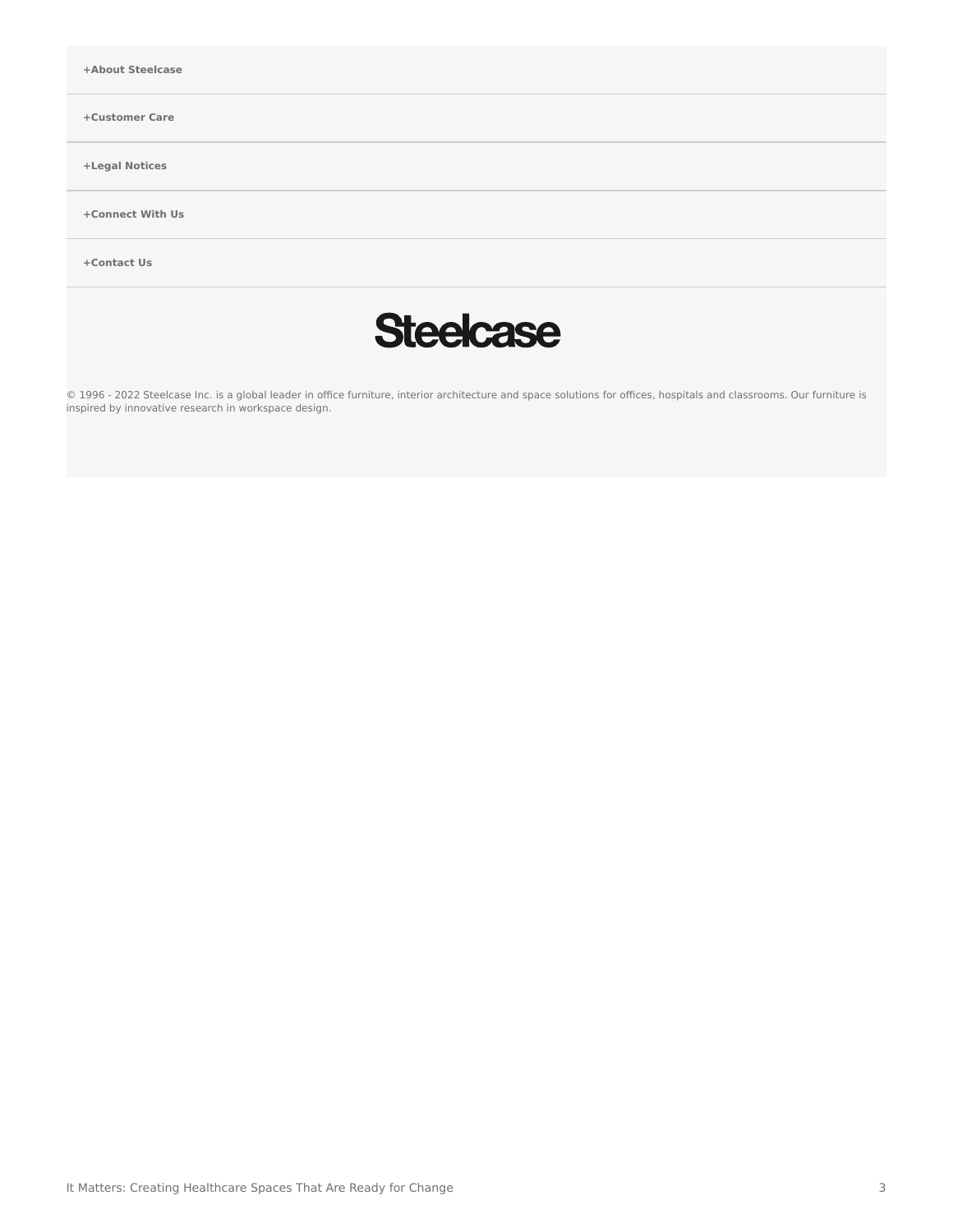**+About Steelcase**

**+Customer Care**

**+Legal Notices**

**+Connect With Us**

**+Contact Us**

Steelcase

© 1996 - 2022 Steelcase Inc. is a global leader in office furniture, interior architecture and space solutions for offices, hospitals and classrooms. Our furniture is inspired by innovative research in workspace design.